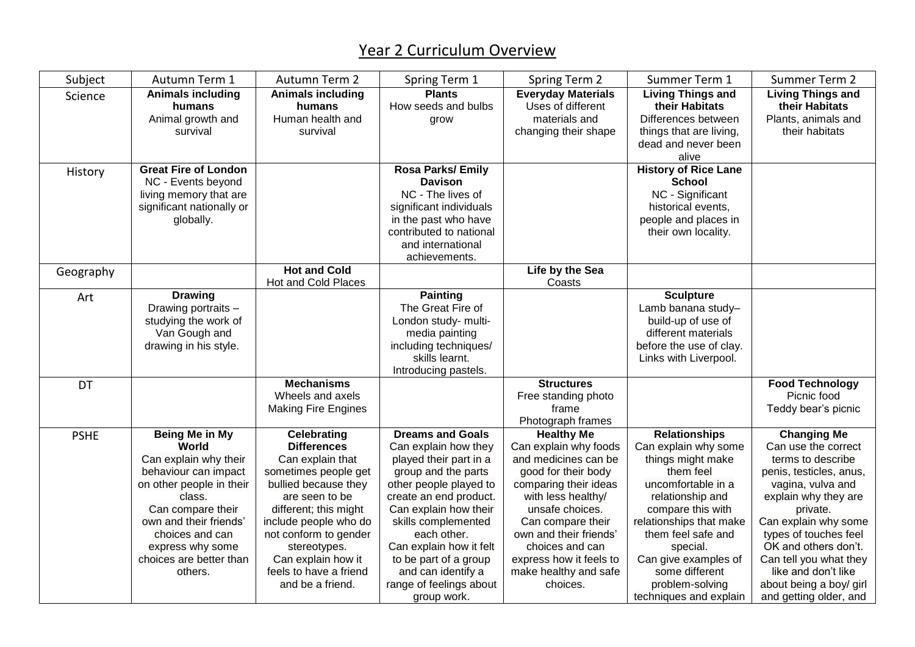# Year 2 Curriculum Overview

| Subject | Autumn Term 1 | Autumn Term 2 | Spring Term 1 | Spring Term 2 | Summer Term 1 | Summer Term 2 |
|---|---|---|---|---|---|---|
| Science | **Animals including humans** Animal growth and survival | **Animals including humans** Human health and survival | **Plants** How seeds and bulbs grow | **Everyday Materials** Uses of different materials and changing their shape | **Living Things and their Habitats** Differences between things that are living, dead and never been alive | **Living Things and their Habitats** Plants, animals and their habitats |
| History | **Great Fire of London** NC - Events beyond living memory that are significant nationally or globally. | | **Rosa Parks/ Emily Davison** NC - The lives of significant individuals in the past who have contributed to national and international achievements. | | **History of Rice Lane School** NC - Significant historical events, people and places in their own locality. | |
| Geography | | **Hot and Cold** Hot and Cold Places | | **Life by the Sea** Coasts | | |
| Art | **Drawing** Drawing portraits – studying the work of Van Gough and drawing in his style. | | **Painting** The Great Fire of London study- multi-media painting including techniques/ skills learnt. Introducing pastels. | | **Sculpture** Lamb banana study– build-up of use of different materials before the use of clay. Links with Liverpool. | |
| DT | | **Mechanisms** Wheels and axels Making Fire Engines | | **Structures** Free standing photo frame Photograph frames | | **Food Technology** Picnic food Teddy bear's picnic |
| PSHE | **Being Me in My World** Can explain why their behaviour can impact on other people in their class. Can compare their own and their friends' choices and can express why some choices are better than others. | **Celebrating Differences** Can explain that sometimes people get bullied because they are seen to be different; this might include people who do not conform to gender stereotypes. Can explain how it feels to have a friend and be a friend. | **Dreams and Goals** Can explain how they played their part in a group and the parts other people played to create an end product. Can explain how their skills complemented each other. Can explain how it felt to be part of a group and can identify a range of feelings about group work. | **Healthy Me** Can explain why foods and medicines can be good for their body comparing their ideas with less healthy/ unsafe choices. Can compare their own and their friends' choices and can express how it feels to make healthy and safe choices. | **Relationships** Can explain why some things might make them feel uncomfortable in a relationship and compare this with relationships that make them feel safe and special. Can give examples of some different problem-solving techniques and explain | **Changing Me** Can use the correct terms to describe penis, testicles, anus, vagina, vulva and explain why they are private. Can explain why some types of touches feel OK and others don't. Can tell you what they like and don't like about being a boy/ girl and getting older, and |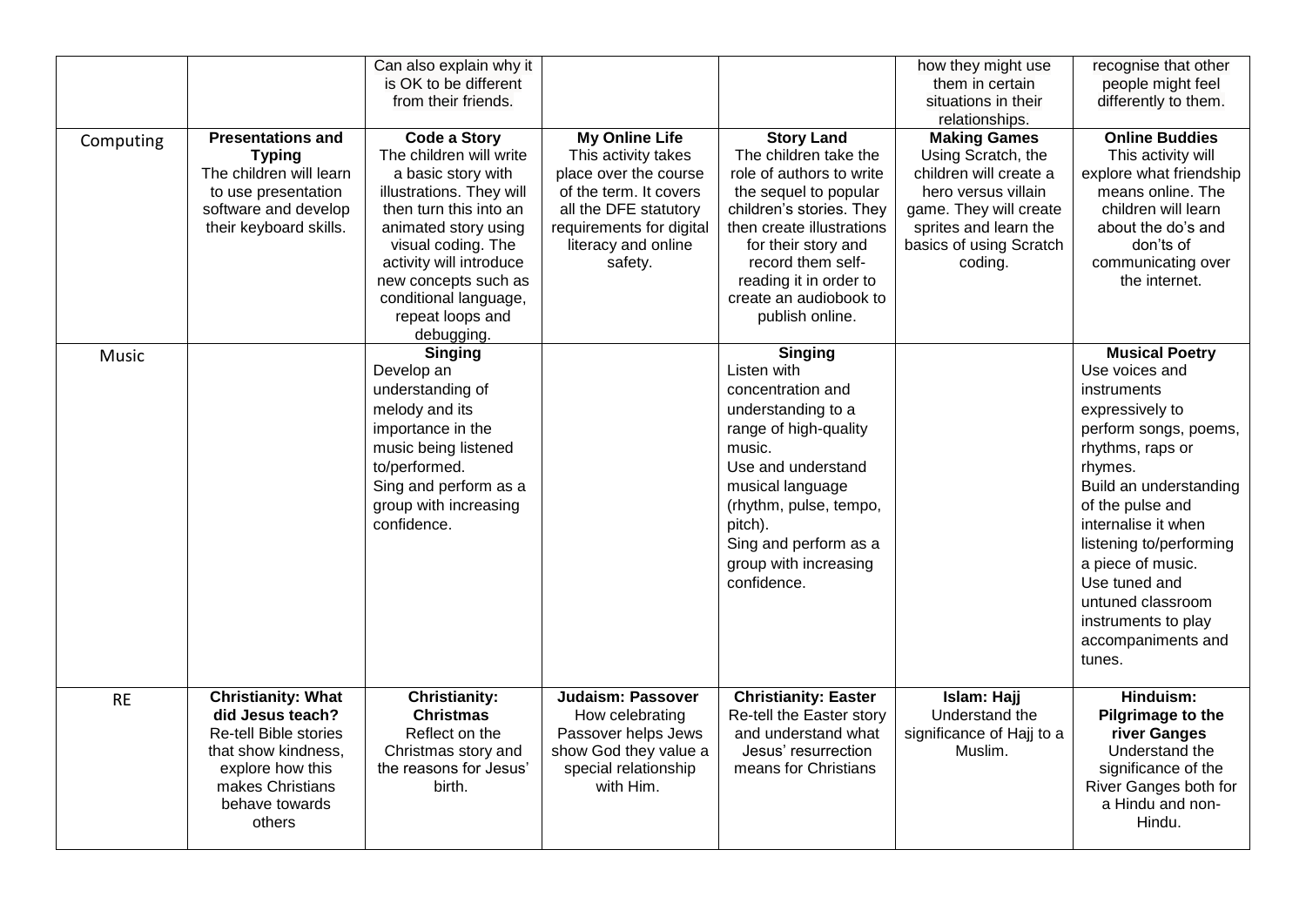| | | | | | | |
|---|---|---|---|---|---|---|
| | | Can also explain why it is OK to be different from their friends. | | | how they might use them in certain situations in their relationships. | recognise that other people might feel differently to them. |
| Computing | **Presentations and Typing** The children will learn to use presentation software and develop their keyboard skills. | **Code a Story** The children will write a basic story with illustrations. They will then turn this into an animated story using visual coding. The activity will introduce new concepts such as conditional language, repeat loops and debugging. | **My Online Life** This activity takes place over the course of the term. It covers all the DFE statutory requirements for digital literacy and online safety. | **Story Land** The children take the role of authors to write the sequel to popular children's stories. They then create illustrations for their story and record them self-reading it in order to create an audiobook to publish online. | **Making Games** Using Scratch, the children will create a hero versus villain game. They will create sprites and learn the basics of using Scratch coding. | **Online Buddies** This activity will explore what friendship means online. The children will learn about the do's and don'ts of communicating over the internet. |
| Music | | **Singing** Develop an understanding of melody and its importance in the music being listened to/performed. Sing and perform as a group with increasing confidence. | | **Singing** Listen with concentration and understanding to a range of high-quality music. Use and understand musical language (rhythm, pulse, tempo, pitch). Sing and perform as a group with increasing confidence. | | **Musical Poetry** Use voices and instruments expressively to perform songs, poems, rhythms, raps or rhymes. Build an understanding of the pulse and internalise it when listening to/performing a piece of music. Use tuned and untuned classroom instruments to play accompaniments and tunes. |
| RE | **Christianity: What did Jesus teach?** Re-tell Bible stories that show kindness, explore how this makes Christians behave towards others | **Christianity: Christmas** Reflect on the Christmas story and the reasons for Jesus' birth. | **Judaism: Passover** How celebrating Passover helps Jews show God they value a special relationship with Him. | **Christianity: Easter** Re-tell the Easter story and understand what Jesus' resurrection means for Christians | **Islam: Hajj** Understand the significance of Hajj to a Muslim. | **Hinduism: Pilgrimage to the river Ganges** Understand the significance of the River Ganges both for a Hindu and non-Hindu. |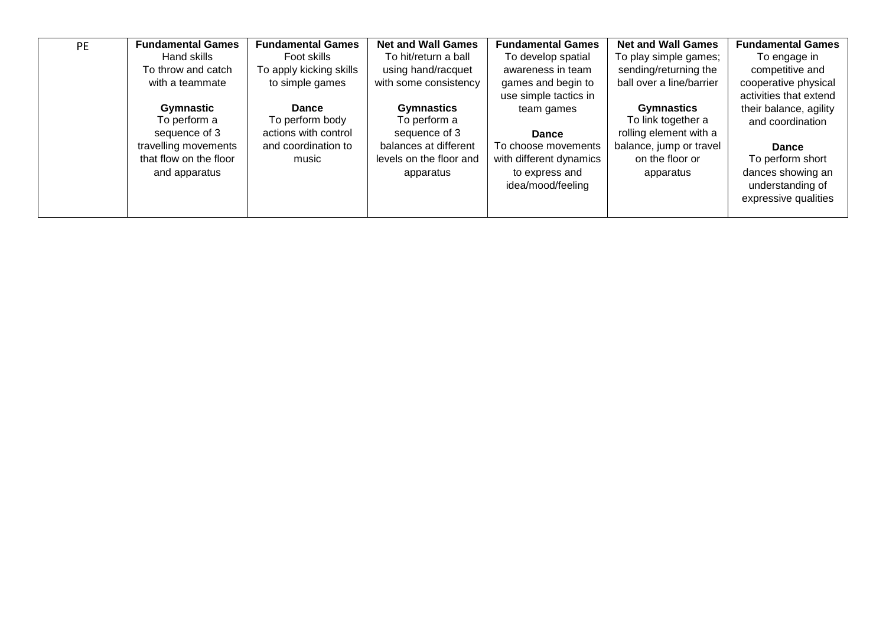| | | | | | | |
|---|---|---|---|---|---|---|
| PE | **Fundamental Games**<br>Hand skills<br>To throw and catch with a teammate<br><br>**Gymnastic**<br>To perform a sequence of 3 travelling movements that flow on the floor and apparatus | **Fundamental Games**<br>Foot skills<br>To apply kicking skills to simple games<br><br>**Dance**<br>To perform body actions with control and coordination to music | **Net and Wall Games**<br>To hit/return a ball using hand/racquet with some consistency<br><br>**Gymnastics**<br>To perform a sequence of 3 balances at different levels on the floor and apparatus | **Fundamental Games**<br>To develop spatial awareness in team games and begin to use simple tactics in team games<br><br>**Dance**<br>To choose movements with different dynamics to express and idea/mood/feeling | **Net and Wall Games**<br>To play simple games; sending/returning the ball over a line/barrier<br><br>**Gymnastics**<br>To link together a rolling element with a balance, jump or travel on the floor or apparatus | **Fundamental Games**<br>To engage in competitive and cooperative physical activities that extend their balance, agility and coordination<br><br>**Dance**<br>To perform short dances showing an understanding of expressive qualities |